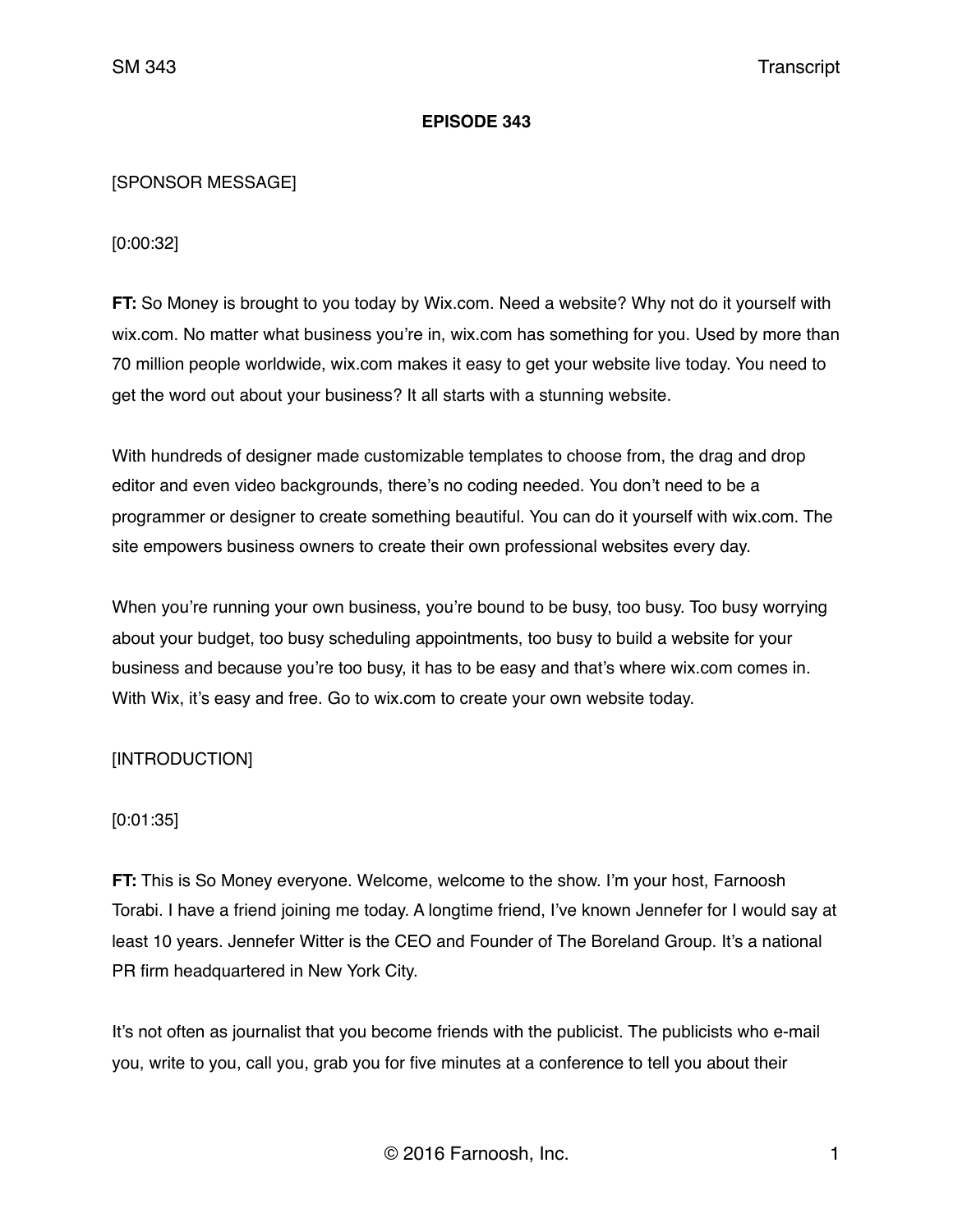**EPISODE 343**

[SPONSOR MESSAGE]

[0:00:32]

**FT:** So Money is brought to you today by Wix.com. Need a website? Why not do it yourself with wix.com. No matter what business you're in, wix.com has something for you. Used by more than 70 million people worldwide, wix.com makes it easy to get your website live today. You need to get the word out about your business? It all starts with a stunning website.

With hundreds of designer made customizable templates to choose from, the drag and drop editor and even video backgrounds, there's no coding needed. You don't need to be a programmer or designer to create something beautiful. You can do it yourself with wix.com. The site empowers business owners to create their own professional websites every day.

When you're running your own business, you're bound to be busy, too busy. Too busy worrying about your budget, too busy scheduling appointments, too busy to build a website for your business and because you're too busy, it has to be easy and that's where wix.com comes in. With Wix, it's easy and free. Go to wix.com to create your own website today.

[INTRODUCTION]

[0:01:35]

**FT:** This is So Money everyone. Welcome, welcome to the show. I'm your host, Farnoosh Torabi. I have a friend joining me today. A longtime friend, I've known Jennefer for I would say at least 10 years. Jennefer Witter is the CEO and Founder of The Boreland Group. It's a national PR firm headquartered in New York City.

It's not often as journalist that you become friends with the publicist. The publicists who e-mail you, write to you, call you, grab you for five minutes at a conference to tell you about their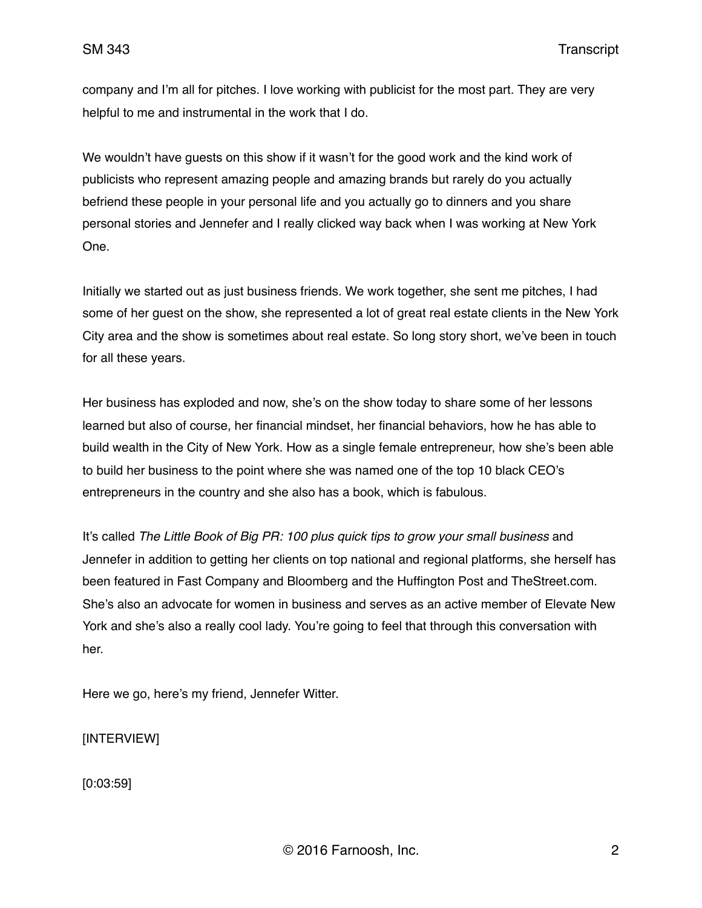company and I'm all for pitches. I love working with publicist for the most part. They are very helpful to me and instrumental in the work that I do.

We wouldn't have guests on this show if it wasn't for the good work and the kind work of publicists who represent amazing people and amazing brands but rarely do you actually befriend these people in your personal life and you actually go to dinners and you share personal stories and Jennefer and I really clicked way back when I was working at New York One.

Initially we started out as just business friends. We work together, she sent me pitches, I had some of her guest on the show, she represented a lot of great real estate clients in the New York City area and the show is sometimes about real estate. So long story short, we've been in touch for all these years.

Her business has exploded and now, she's on the show today to share some of her lessons learned but also of course, her financial mindset, her financial behaviors, how he has able to build wealth in the City of New York. How as a single female entrepreneur, how she's been able to build her business to the point where she was named one of the top 10 black CEO's entrepreneurs in the country and she also has a book, which is fabulous.

It's called *The Little Book of Big PR: 100 plus quick tips to grow your small business* and Jennefer in addition to getting her clients on top national and regional platforms, she herself has been featured in Fast Company and Bloomberg and the Huffington Post and TheStreet.com. She's also an advocate for women in business and serves as an active member of Elevate New York and she's also a really cool lady. You're going to feel that through this conversation with her.

Here we go, here's my friend, Jennefer Witter.

[INTERVIEW]

[0:03:59]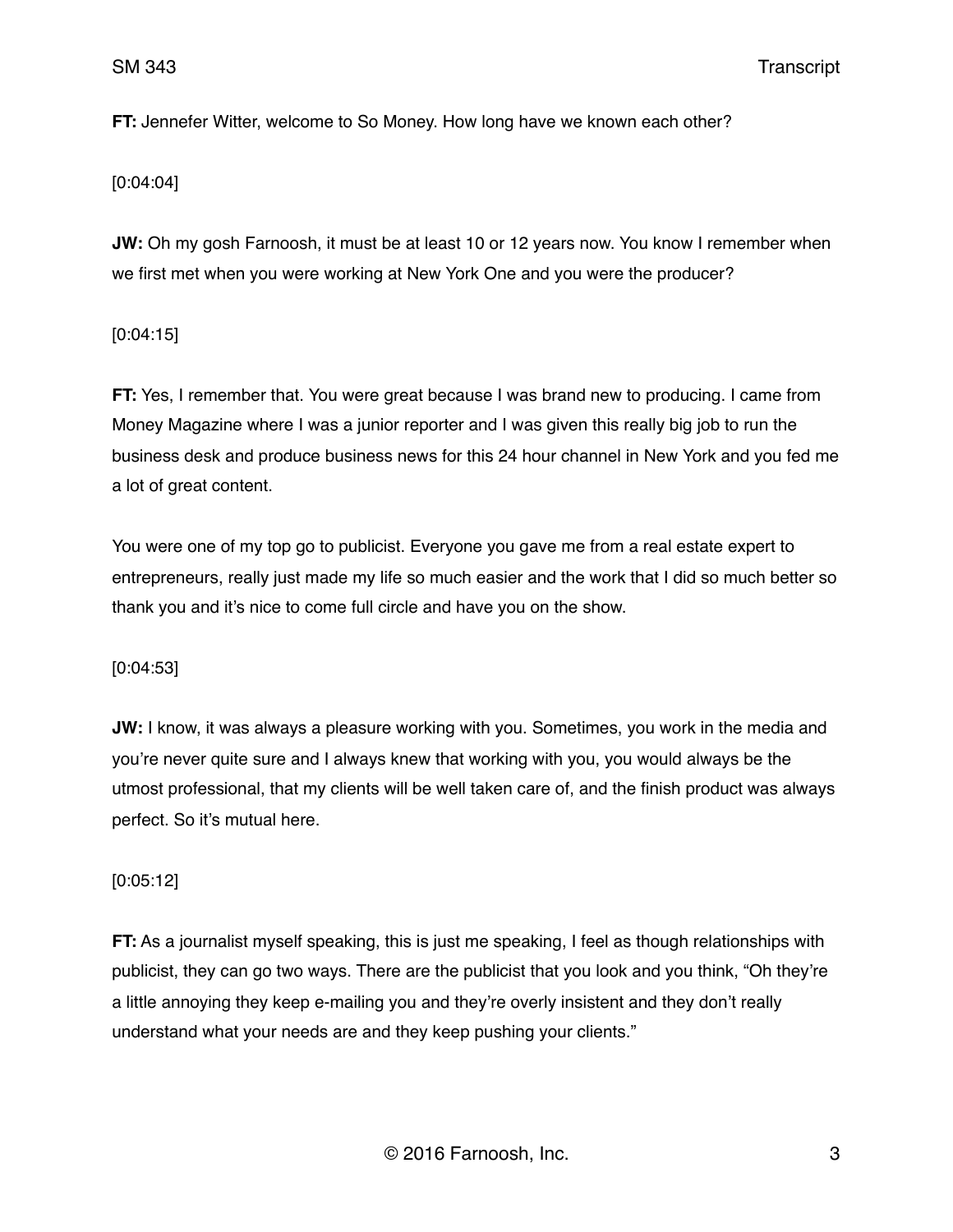**FT:** Jennefer Witter, welcome to So Money. How long have we known each other?

[0:04:04]

**JW:** Oh my gosh Farnoosh, it must be at least 10 or 12 years now. You know I remember when we first met when you were working at New York One and you were the producer?

[0:04:15]

**FT:** Yes, I remember that. You were great because I was brand new to producing. I came from Money Magazine where I was a junior reporter and I was given this really big job to run the business desk and produce business news for this 24 hour channel in New York and you fed me a lot of great content.

You were one of my top go to publicist. Everyone you gave me from a real estate expert to entrepreneurs, really just made my life so much easier and the work that I did so much better so thank you and it's nice to come full circle and have you on the show.

[0:04:53]

**JW:** I know, it was always a pleasure working with you. Sometimes, you work in the media and you're never quite sure and I always knew that working with you, you would always be the utmost professional, that my clients will be well taken care of, and the finish product was always perfect. So it's mutual here.

[0:05:12]

**FT:** As a journalist myself speaking, this is just me speaking, I feel as though relationships with publicist, they can go two ways. There are the publicist that you look and you think, "Oh they're a little annoying they keep e-mailing you and they're overly insistent and they don't really understand what your needs are and they keep pushing your clients."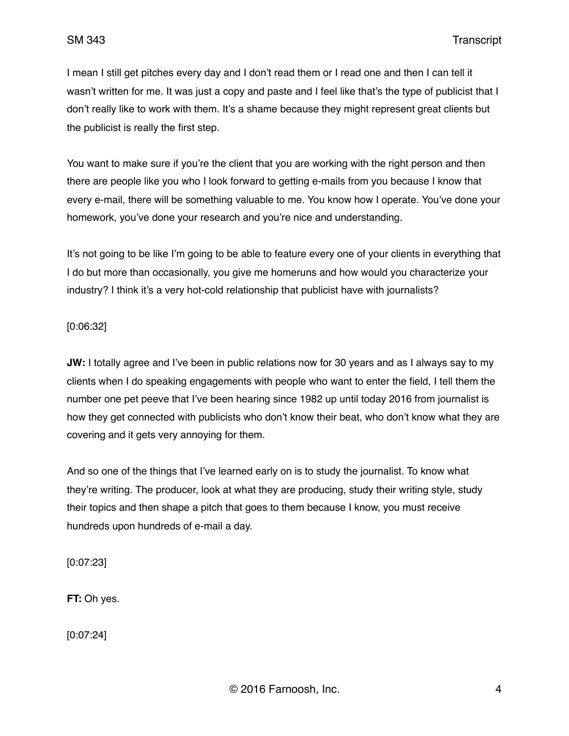I mean I still get pitches every day and I don't read them or I read one and then I can tell it wasn't written for me. It was just a copy and paste and I feel like that's the type of publicist that I don't really like to work with them. It's a shame because they might represent great clients but the publicist is really the first step.

You want to make sure if you're the client that you are working with the right person and then there are people like you who I look forward to getting e-mails from you because I know that every e-mail, there will be something valuable to me. You know how I operate. You've done your homework, you've done your research and you're nice and understanding.

It's not going to be like I'm going to be able to feature every one of your clients in everything that I do but more than occasionally, you give me homeruns and how would you characterize your industry? I think it's a very hot-cold relationship that publicist have with journalists?

[0:06:32]

**JW:** I totally agree and I've been in public relations now for 30 years and as I always say to my clients when I do speaking engagements with people who want to enter the field, I tell them the number one pet peeve that I've been hearing since 1982 up until today 2016 from journalist is how they get connected with publicists who don't know their beat, who don't know what they are covering and it gets very annoying for them.

And so one of the things that I've learned early on is to study the journalist. To know what they're writing. The producer, look at what they are producing, study their writing style, study their topics and then shape a pitch that goes to them because I know, you must receive hundreds upon hundreds of e-mail a day.

[0:07:23]

**FT:** Oh yes.

[0:07:24]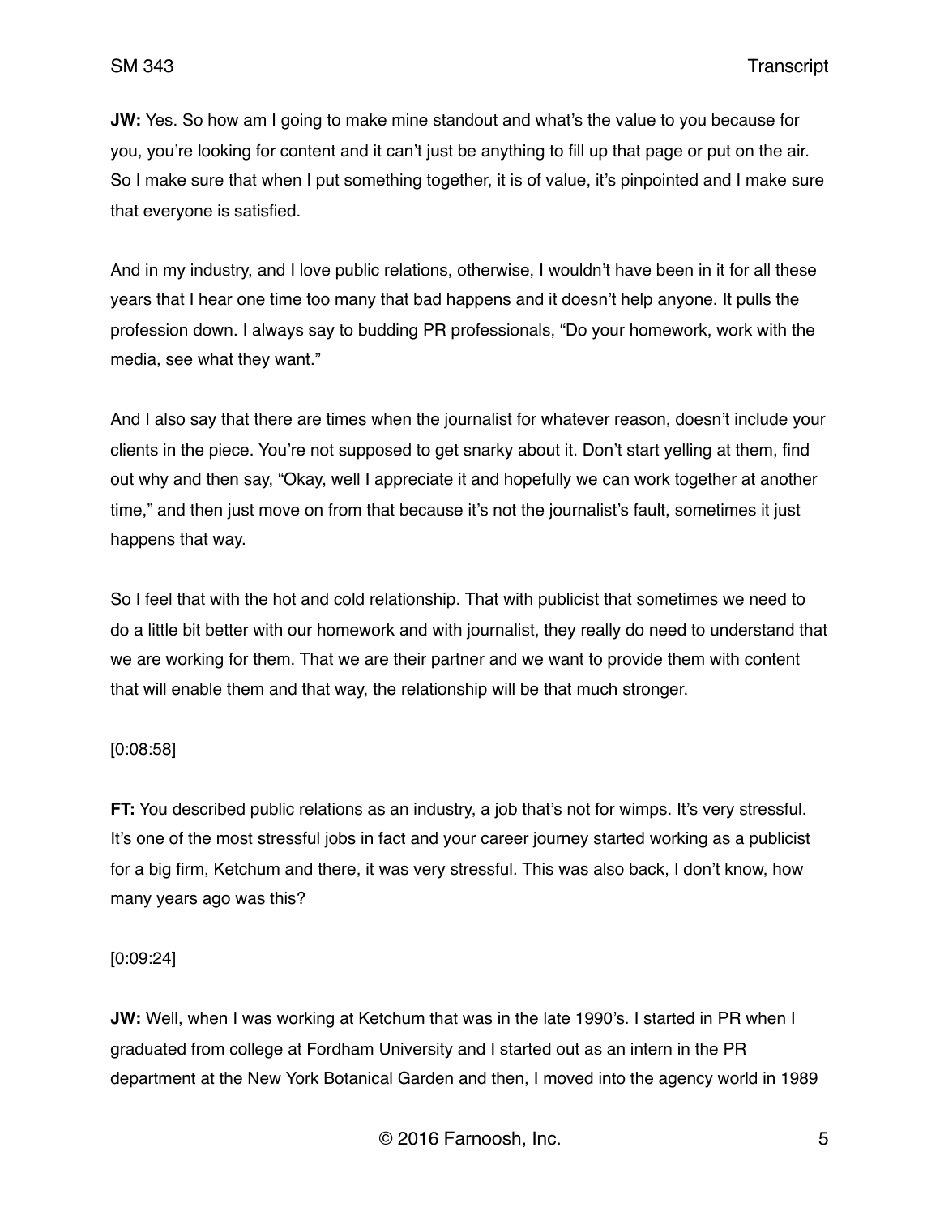**JW:** Yes. So how am I going to make mine standout and what's the value to you because for you, you're looking for content and it can't just be anything to fill up that page or put on the air. So I make sure that when I put something together, it is of value, it's pinpointed and I make sure that everyone is satisfied.

And in my industry, and I love public relations, otherwise, I wouldn't have been in it for all these years that I hear one time too many that bad happens and it doesn't help anyone. It pulls the profession down. I always say to budding PR professionals, "Do your homework, work with the media, see what they want."

And I also say that there are times when the journalist for whatever reason, doesn't include your clients in the piece. You're not supposed to get snarky about it. Don't start yelling at them, find out why and then say, "Okay, well I appreciate it and hopefully we can work together at another time," and then just move on from that because it's not the journalist's fault, sometimes it just happens that way.

So I feel that with the hot and cold relationship. That with publicist that sometimes we need to do a little bit better with our homework and with journalist, they really do need to understand that we are working for them. That we are their partner and we want to provide them with content that will enable them and that way, the relationship will be that much stronger.

[0:08:58]

**FT:** You described public relations as an industry, a job that's not for wimps. It's very stressful. It's one of the most stressful jobs in fact and your career journey started working as a publicist for a big firm, Ketchum and there, it was very stressful. This was also back, I don't know, how many years ago was this?

[0:09:24]

**JW:** Well, when I was working at Ketchum that was in the late 1990's. I started in PR when I graduated from college at Fordham University and I started out as an intern in the PR department at the New York Botanical Garden and then, I moved into the agency world in 1989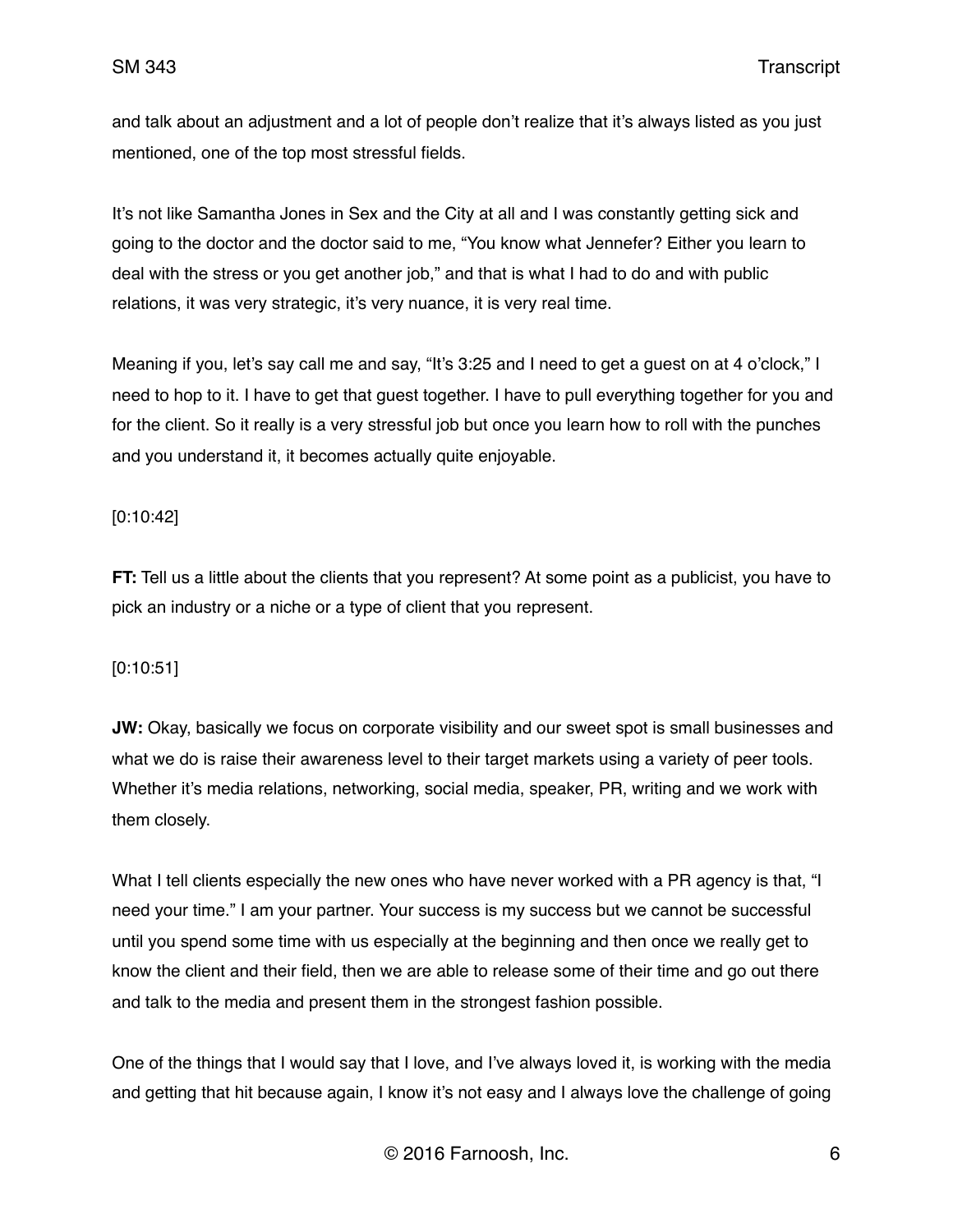and talk about an adjustment and a lot of people don't realize that it's always listed as you just mentioned, one of the top most stressful fields.

It's not like Samantha Jones in Sex and the City at all and I was constantly getting sick and going to the doctor and the doctor said to me, "You know what Jennefer? Either you learn to deal with the stress or you get another job," and that is what I had to do and with public relations, it was very strategic, it's very nuance, it is very real time.

Meaning if you, let's say call me and say, "It's 3:25 and I need to get a guest on at 4 o'clock," I need to hop to it. I have to get that guest together. I have to pull everything together for you and for the client. So it really is a very stressful job but once you learn how to roll with the punches and you understand it, it becomes actually quite enjoyable.

[0:10:42]

**FT:** Tell us a little about the clients that you represent? At some point as a publicist, you have to pick an industry or a niche or a type of client that you represent.

[0:10:51]

**JW:** Okay, basically we focus on corporate visibility and our sweet spot is small businesses and what we do is raise their awareness level to their target markets using a variety of peer tools. Whether it's media relations, networking, social media, speaker, PR, writing and we work with them closely.

What I tell clients especially the new ones who have never worked with a PR agency is that, "I need your time." I am your partner. Your success is my success but we cannot be successful until you spend some time with us especially at the beginning and then once we really get to know the client and their field, then we are able to release some of their time and go out there and talk to the media and present them in the strongest fashion possible.

One of the things that I would say that I love, and I've always loved it, is working with the media and getting that hit because again, I know it's not easy and I always love the challenge of going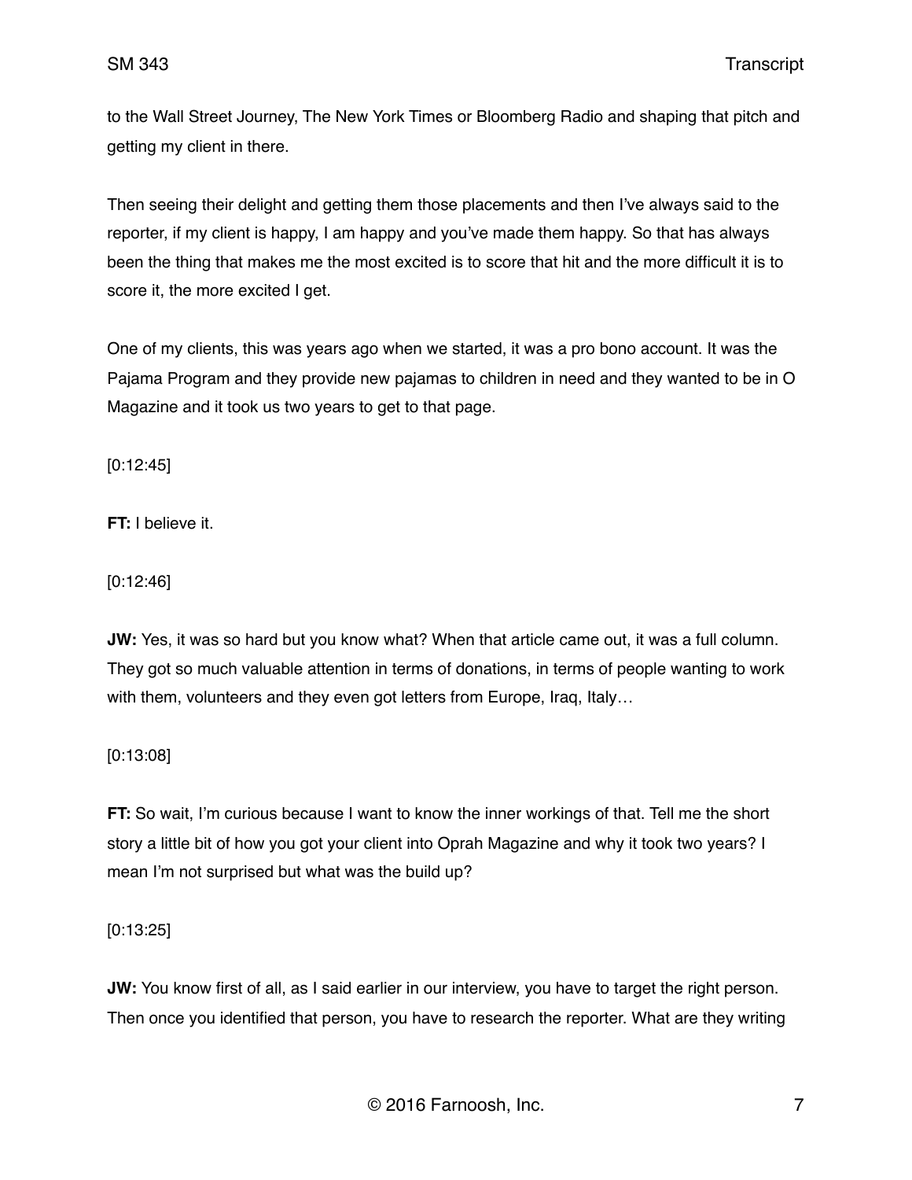to the Wall Street Journey, The New York Times or Bloomberg Radio and shaping that pitch and getting my client in there.

Then seeing their delight and getting them those placements and then I've always said to the reporter, if my client is happy, I am happy and you've made them happy. So that has always been the thing that makes me the most excited is to score that hit and the more difficult it is to score it, the more excited I get.

One of my clients, this was years ago when we started, it was a pro bono account. It was the Pajama Program and they provide new pajamas to children in need and they wanted to be in O Magazine and it took us two years to get to that page.

[0:12:45]

**FT:** I believe it.

[0:12:46]

**JW:** Yes, it was so hard but you know what? When that article came out, it was a full column. They got so much valuable attention in terms of donations, in terms of people wanting to work with them, volunteers and they even got letters from Europe, Iraq, Italy…

[0:13:08]

**FT:** So wait, I'm curious because I want to know the inner workings of that. Tell me the short story a little bit of how you got your client into Oprah Magazine and why it took two years? I mean I'm not surprised but what was the build up?

[0:13:25]

**JW:** You know first of all, as I said earlier in our interview, you have to target the right person. Then once you identified that person, you have to research the reporter. What are they writing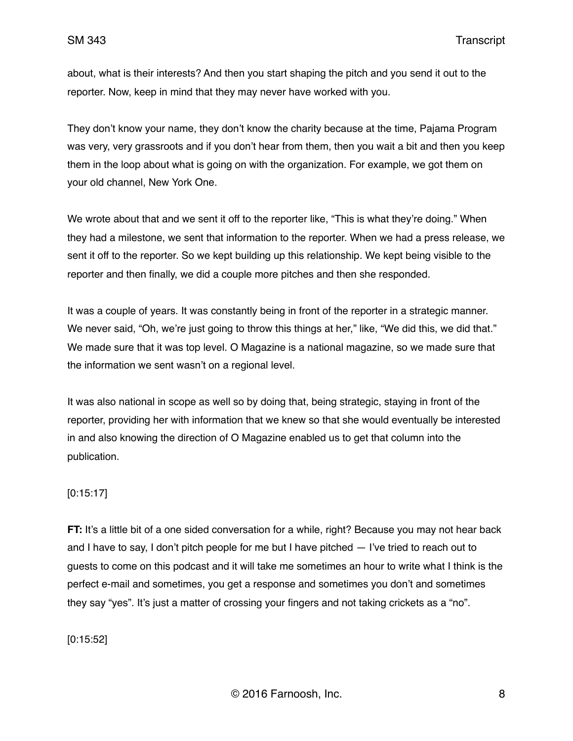about, what is their interests? And then you start shaping the pitch and you send it out to the reporter. Now, keep in mind that they may never have worked with you.

They don't know your name, they don't know the charity because at the time, Pajama Program was very, very grassroots and if you don't hear from them, then you wait a bit and then you keep them in the loop about what is going on with the organization. For example, we got them on your old channel, New York One.

We wrote about that and we sent it off to the reporter like, "This is what they're doing." When they had a milestone, we sent that information to the reporter. When we had a press release, we sent it off to the reporter. So we kept building up this relationship. We kept being visible to the reporter and then finally, we did a couple more pitches and then she responded.

It was a couple of years. It was constantly being in front of the reporter in a strategic manner. We never said, "Oh, we're just going to throw this things at her," like, "We did this, we did that." We made sure that it was top level. O Magazine is a national magazine, so we made sure that the information we sent wasn't on a regional level.

It was also national in scope as well so by doing that, being strategic, staying in front of the reporter, providing her with information that we knew so that she would eventually be interested in and also knowing the direction of O Magazine enabled us to get that column into the publication.

[0:15:17]

**FT:** It's a little bit of a one sided conversation for a while, right? Because you may not hear back and I have to say, I don't pitch people for me but I have pitched — I've tried to reach out to guests to come on this podcast and it will take me sometimes an hour to write what I think is the perfect e-mail and sometimes, you get a response and sometimes you don't and sometimes they say "yes". It's just a matter of crossing your fingers and not taking crickets as a "no".

[0:15:52]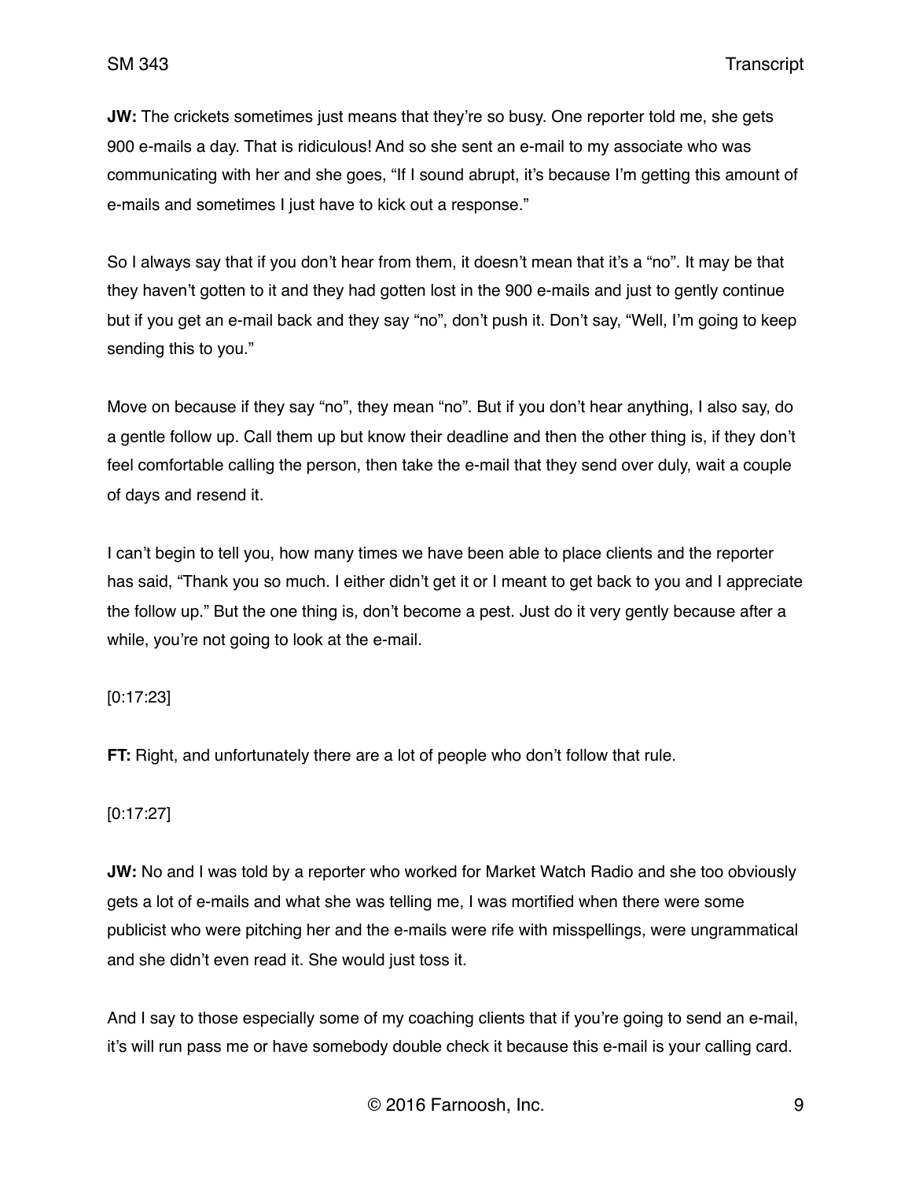**JW:** The crickets sometimes just means that they're so busy. One reporter told me, she gets 900 e-mails a day. That is ridiculous! And so she sent an e-mail to my associate who was communicating with her and she goes, "If I sound abrupt, it's because I'm getting this amount of e-mails and sometimes I just have to kick out a response."

So I always say that if you don't hear from them, it doesn't mean that it's a "no". It may be that they haven't gotten to it and they had gotten lost in the 900 e-mails and just to gently continue but if you get an e-mail back and they say "no", don't push it. Don't say, "Well, I'm going to keep sending this to you."

Move on because if they say "no", they mean "no". But if you don't hear anything, I also say, do a gentle follow up. Call them up but know their deadline and then the other thing is, if they don't feel comfortable calling the person, then take the e-mail that they send over duly, wait a couple of days and resend it.

I can't begin to tell you, how many times we have been able to place clients and the reporter has said, "Thank you so much. I either didn't get it or I meant to get back to you and I appreciate the follow up." But the one thing is, don't become a pest. Just do it very gently because after a while, you're not going to look at the e-mail.

[0:17:23]

**FT:** Right, and unfortunately there are a lot of people who don't follow that rule.

[0:17:27]

**JW:** No and I was told by a reporter who worked for Market Watch Radio and she too obviously gets a lot of e-mails and what she was telling me, I was mortified when there were some publicist who were pitching her and the e-mails were rife with misspellings, were ungrammatical and she didn't even read it. She would just toss it.

And I say to those especially some of my coaching clients that if you're going to send an e-mail, it's will run pass me or have somebody double check it because this e-mail is your calling card.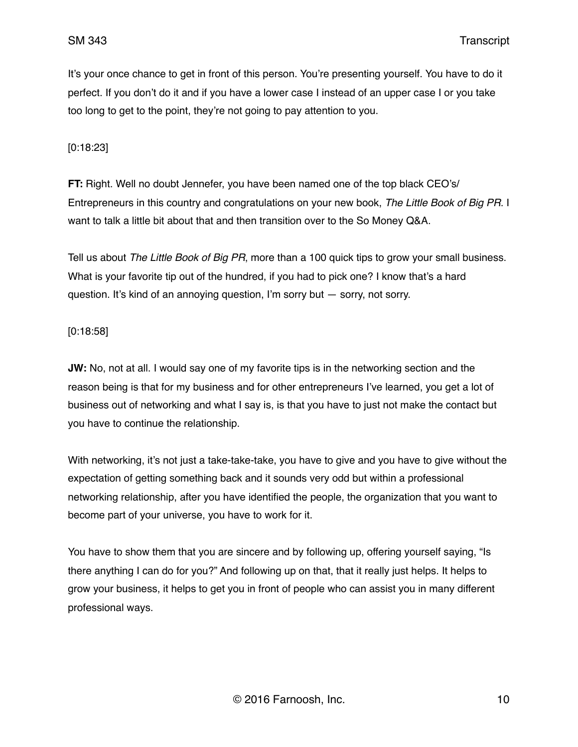It's your once chance to get in front of this person. You're presenting yourself. You have to do it perfect. If you don't do it and if you have a lower case I instead of an upper case I or you take too long to get to the point, they're not going to pay attention to you.

[0:18:23]

**FT:** Right. Well no doubt Jennefer, you have been named one of the top black CEO's/ Entrepreneurs in this country and congratulations on your new book, *The Little Book of Big PR*. I want to talk a little bit about that and then transition over to the So Money Q&A.

Tell us about *The Little Book of Big PR*, more than a 100 quick tips to grow your small business. What is your favorite tip out of the hundred, if you had to pick one? I know that's a hard question. It's kind of an annoying question, I'm sorry but — sorry, not sorry.

[0:18:58]

**JW:** No, not at all. I would say one of my favorite tips is in the networking section and the reason being is that for my business and for other entrepreneurs I've learned, you get a lot of business out of networking and what I say is, is that you have to just not make the contact but you have to continue the relationship.

With networking, it's not just a take-take-take, you have to give and you have to give without the expectation of getting something back and it sounds very odd but within a professional networking relationship, after you have identified the people, the organization that you want to become part of your universe, you have to work for it.

You have to show them that you are sincere and by following up, offering yourself saying, "Is there anything I can do for you?" And following up on that, that it really just helps. It helps to grow your business, it helps to get you in front of people who can assist you in many different professional ways.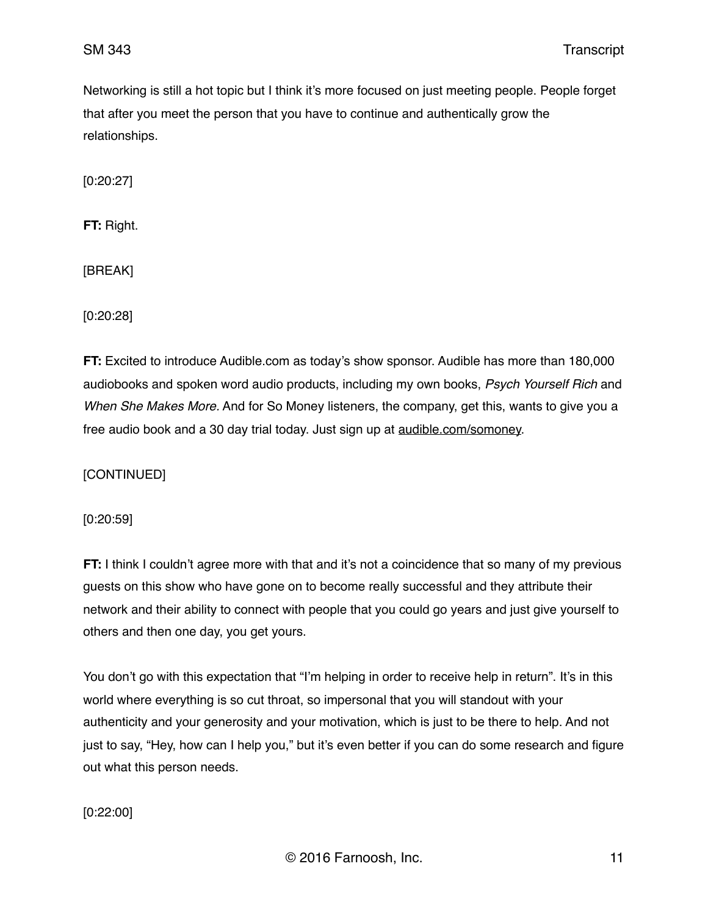Networking is still a hot topic but I think it's more focused on just meeting people. People forget that after you meet the person that you have to continue and authentically grow the relationships.

[0:20:27]

**FT:** Right.

[BREAK]

[0:20:28]

**FT:** Excited to introduce Audible.com as today's show sponsor. Audible has more than 180,000 audiobooks and spoken word audio products, including my own books, *Psych Yourself Rich* and *When She Makes More.* And for So Money listeners, the company, get this, wants to give you a free audio book and a 30 day trial today. Just sign up at audible.com/somoney.

[CONTINUED]

[0:20:59]

**FT:** I think I couldn't agree more with that and it's not a coincidence that so many of my previous guests on this show who have gone on to become really successful and they attribute their network and their ability to connect with people that you could go years and just give yourself to others and then one day, you get yours.

You don't go with this expectation that "I'm helping in order to receive help in return". It's in this world where everything is so cut throat, so impersonal that you will standout with your authenticity and your generosity and your motivation, which is just to be there to help. And not just to say, "Hey, how can I help you," but it's even better if you can do some research and figure out what this person needs.

[0:22:00]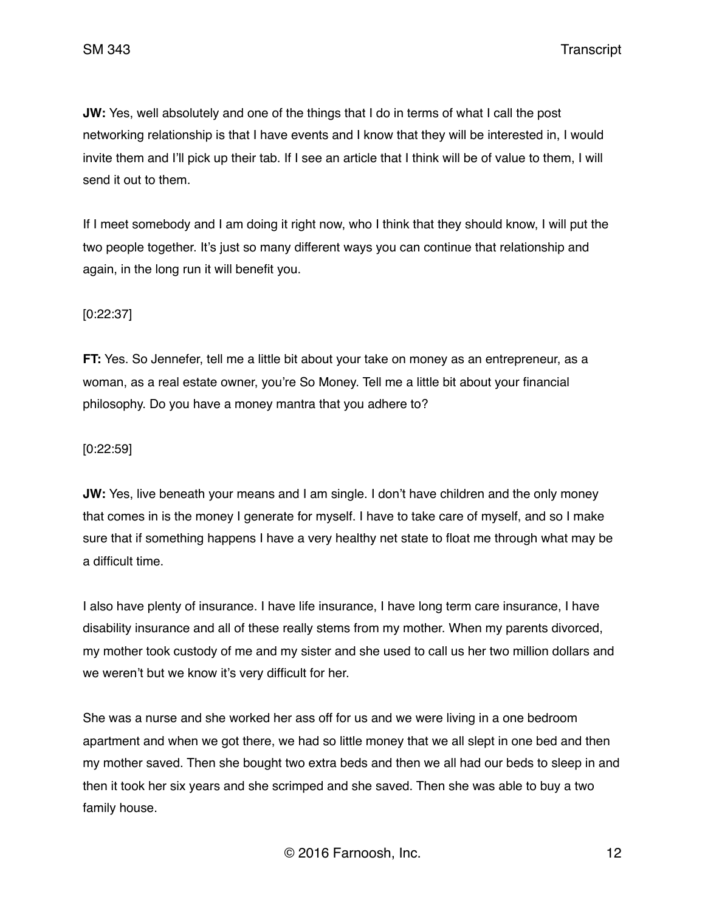**JW:** Yes, well absolutely and one of the things that I do in terms of what I call the post networking relationship is that I have events and I know that they will be interested in, I would invite them and I'll pick up their tab. If I see an article that I think will be of value to them, I will send it out to them.

If I meet somebody and I am doing it right now, who I think that they should know, I will put the two people together. It's just so many different ways you can continue that relationship and again, in the long run it will benefit you.

[0:22:37]

**FT:** Yes. So Jennefer, tell me a little bit about your take on money as an entrepreneur, as a woman, as a real estate owner, you're So Money. Tell me a little bit about your financial philosophy. Do you have a money mantra that you adhere to?

[0:22:59]

**JW:** Yes, live beneath your means and I am single. I don't have children and the only money that comes in is the money I generate for myself. I have to take care of myself, and so I make sure that if something happens I have a very healthy net state to float me through what may be a difficult time.

I also have plenty of insurance. I have life insurance, I have long term care insurance, I have disability insurance and all of these really stems from my mother. When my parents divorced, my mother took custody of me and my sister and she used to call us her two million dollars and we weren't but we know it's very difficult for her.

She was a nurse and she worked her ass off for us and we were living in a one bedroom apartment and when we got there, we had so little money that we all slept in one bed and then my mother saved. Then she bought two extra beds and then we all had our beds to sleep in and then it took her six years and she scrimped and she saved. Then she was able to buy a two family house.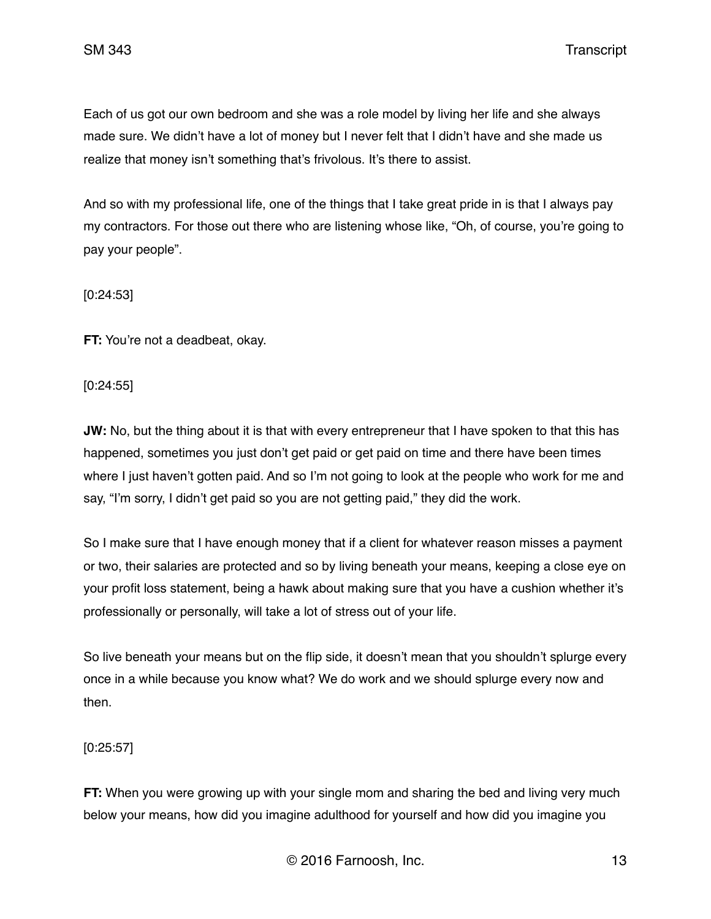Each of us got our own bedroom and she was a role model by living her life and she always made sure. We didn't have a lot of money but I never felt that I didn't have and she made us realize that money isn't something that's frivolous. It's there to assist.

And so with my professional life, one of the things that I take great pride in is that I always pay my contractors. For those out there who are listening whose like, "Oh, of course, you're going to pay your people".

[0:24:53]

**FT:** You're not a deadbeat, okay.

[0:24:55]

**JW:** No, but the thing about it is that with every entrepreneur that I have spoken to that this has happened, sometimes you just don't get paid or get paid on time and there have been times where I just haven't gotten paid. And so I'm not going to look at the people who work for me and say, "I'm sorry, I didn't get paid so you are not getting paid," they did the work.

So I make sure that I have enough money that if a client for whatever reason misses a payment or two, their salaries are protected and so by living beneath your means, keeping a close eye on your profit loss statement, being a hawk about making sure that you have a cushion whether it's professionally or personally, will take a lot of stress out of your life.

So live beneath your means but on the flip side, it doesn't mean that you shouldn't splurge every once in a while because you know what? We do work and we should splurge every now and then.

[0:25:57]

**FT:** When you were growing up with your single mom and sharing the bed and living very much below your means, how did you imagine adulthood for yourself and how did you imagine you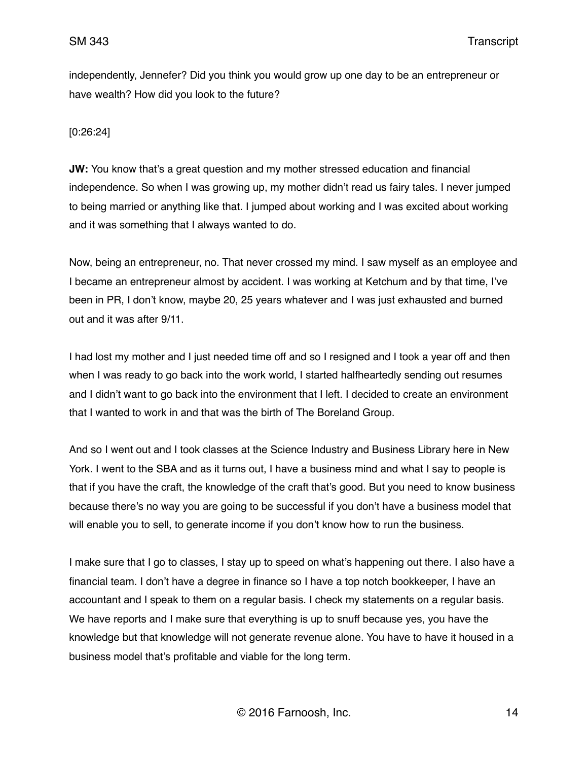independently, Jennefer? Did you think you would grow up one day to be an entrepreneur or have wealth? How did you look to the future?

[0:26:24]

**JW:** You know that's a great question and my mother stressed education and financial independence. So when I was growing up, my mother didn't read us fairy tales. I never jumped to being married or anything like that. I jumped about working and I was excited about working and it was something that I always wanted to do.

Now, being an entrepreneur, no. That never crossed my mind. I saw myself as an employee and I became an entrepreneur almost by accident. I was working at Ketchum and by that time, I've been in PR, I don't know, maybe 20, 25 years whatever and I was just exhausted and burned out and it was after 9/11.

I had lost my mother and I just needed time off and so I resigned and I took a year off and then when I was ready to go back into the work world, I started halfheartedly sending out resumes and I didn't want to go back into the environment that I left. I decided to create an environment that I wanted to work in and that was the birth of The Boreland Group.

And so I went out and I took classes at the Science Industry and Business Library here in New York. I went to the SBA and as it turns out, I have a business mind and what I say to people is that if you have the craft, the knowledge of the craft that's good. But you need to know business because there's no way you are going to be successful if you don't have a business model that will enable you to sell, to generate income if you don't know how to run the business.

I make sure that I go to classes, I stay up to speed on what's happening out there. I also have a financial team. I don't have a degree in finance so I have a top notch bookkeeper, I have an accountant and I speak to them on a regular basis. I check my statements on a regular basis. We have reports and I make sure that everything is up to snuff because yes, you have the knowledge but that knowledge will not generate revenue alone. You have to have it housed in a business model that's profitable and viable for the long term.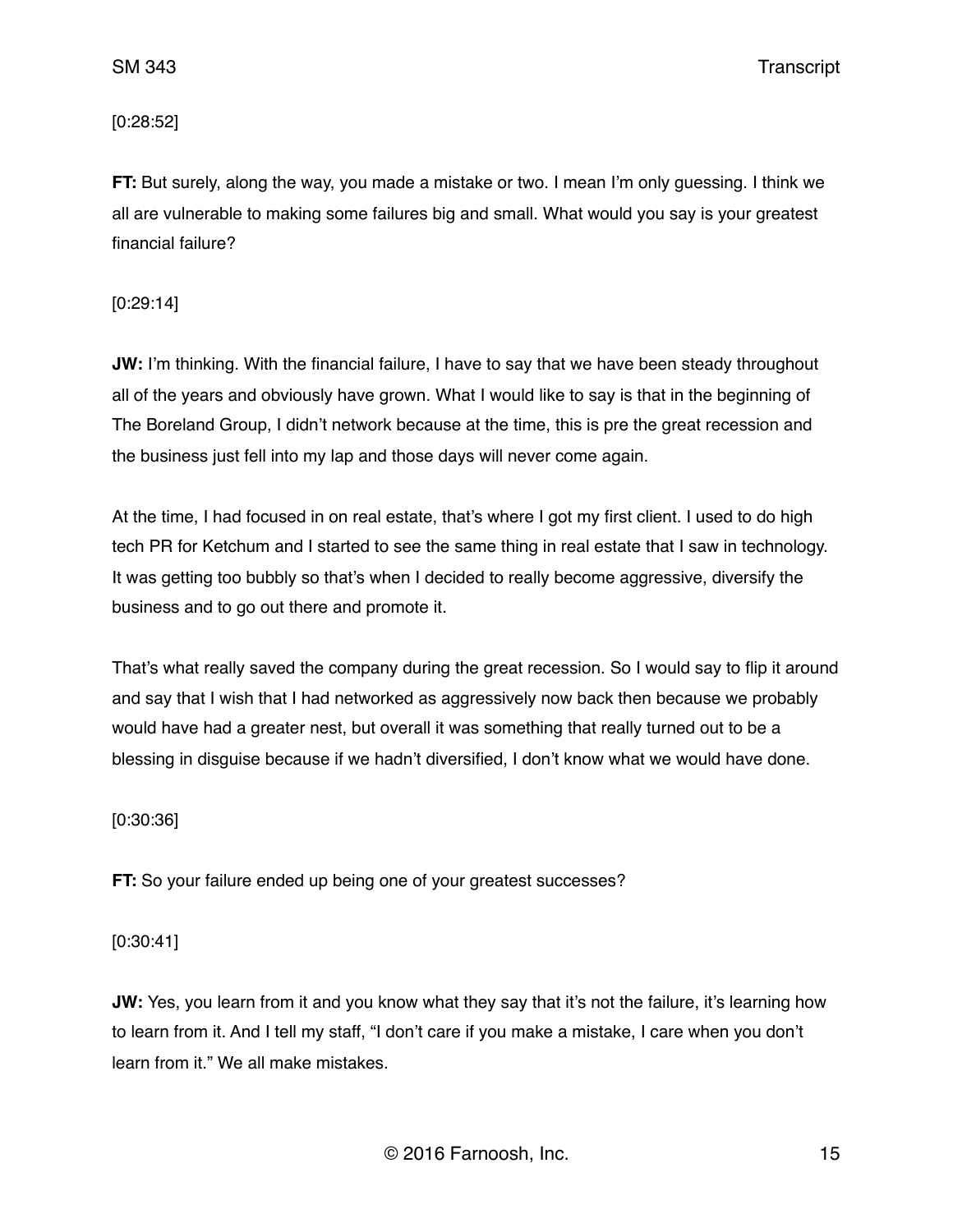[0:28:52]

**FT:** But surely, along the way, you made a mistake or two. I mean I'm only guessing. I think we all are vulnerable to making some failures big and small. What would you say is your greatest financial failure?

[0:29:14]

**JW:** I'm thinking. With the financial failure, I have to say that we have been steady throughout all of the years and obviously have grown. What I would like to say is that in the beginning of The Boreland Group, I didn't network because at the time, this is pre the great recession and the business just fell into my lap and those days will never come again.

At the time, I had focused in on real estate, that's where I got my first client. I used to do high tech PR for Ketchum and I started to see the same thing in real estate that I saw in technology. It was getting too bubbly so that's when I decided to really become aggressive, diversify the business and to go out there and promote it.

That's what really saved the company during the great recession. So I would say to flip it around and say that I wish that I had networked as aggressively now back then because we probably would have had a greater nest, but overall it was something that really turned out to be a blessing in disguise because if we hadn't diversified, I don't know what we would have done.

[0:30:36]

**FT:** So your failure ended up being one of your greatest successes?

[0:30:41]

**JW:** Yes, you learn from it and you know what they say that it's not the failure, it's learning how to learn from it. And I tell my staff, "I don't care if you make a mistake, I care when you don't learn from it." We all make mistakes.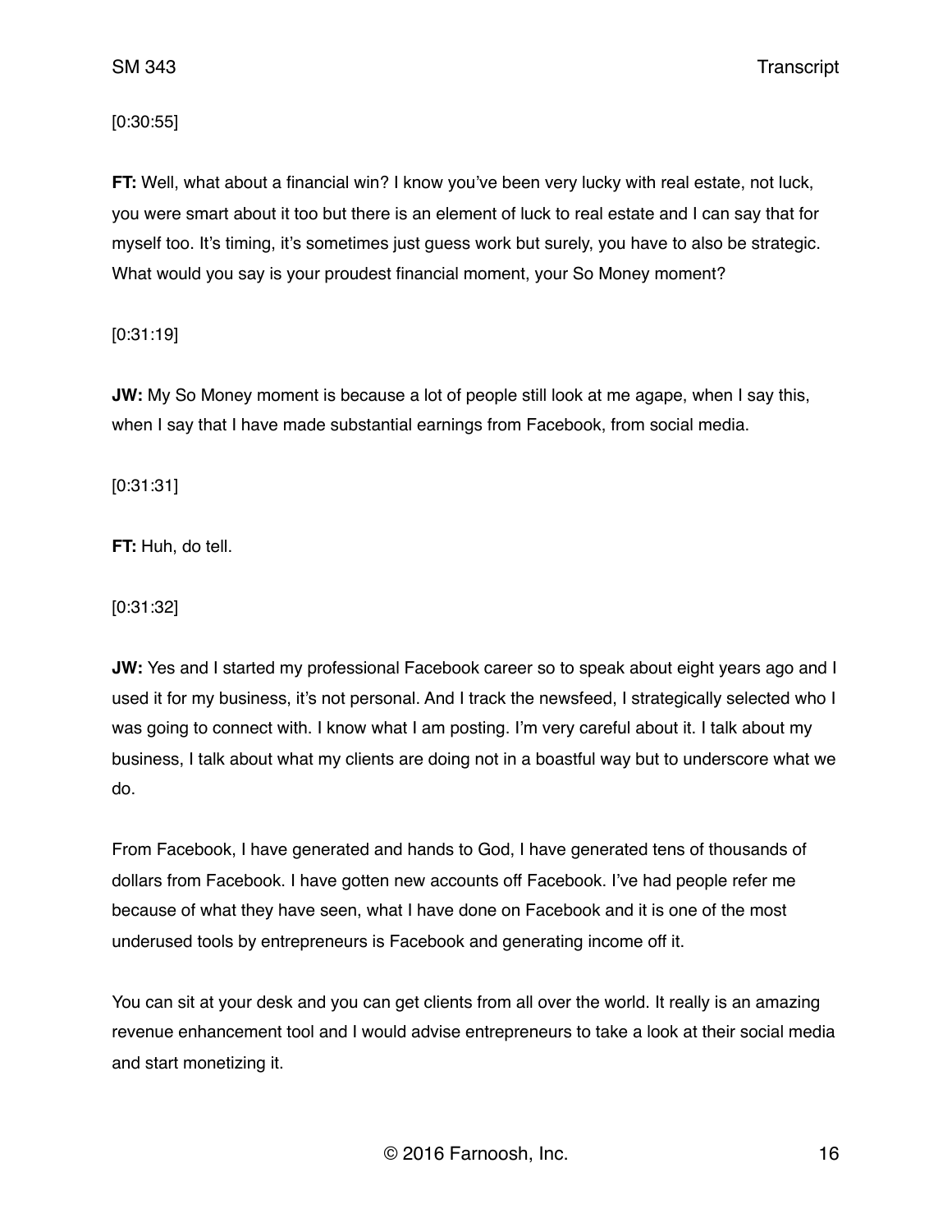[0:30:55]

**FT:** Well, what about a financial win? I know you've been very lucky with real estate, not luck, you were smart about it too but there is an element of luck to real estate and I can say that for myself too. It's timing, it's sometimes just guess work but surely, you have to also be strategic. What would you say is your proudest financial moment, your So Money moment?

[0:31:19]

**JW:** My So Money moment is because a lot of people still look at me agape, when I say this, when I say that I have made substantial earnings from Facebook, from social media.

[0:31:31]

**FT:** Huh, do tell.

[0:31:32]

**JW:** Yes and I started my professional Facebook career so to speak about eight years ago and I used it for my business, it's not personal. And I track the newsfeed, I strategically selected who I was going to connect with. I know what I am posting. I'm very careful about it. I talk about my business, I talk about what my clients are doing not in a boastful way but to underscore what we do.

From Facebook, I have generated and hands to God, I have generated tens of thousands of dollars from Facebook. I have gotten new accounts off Facebook. I've had people refer me because of what they have seen, what I have done on Facebook and it is one of the most underused tools by entrepreneurs is Facebook and generating income off it.

You can sit at your desk and you can get clients from all over the world. It really is an amazing revenue enhancement tool and I would advise entrepreneurs to take a look at their social media and start monetizing it.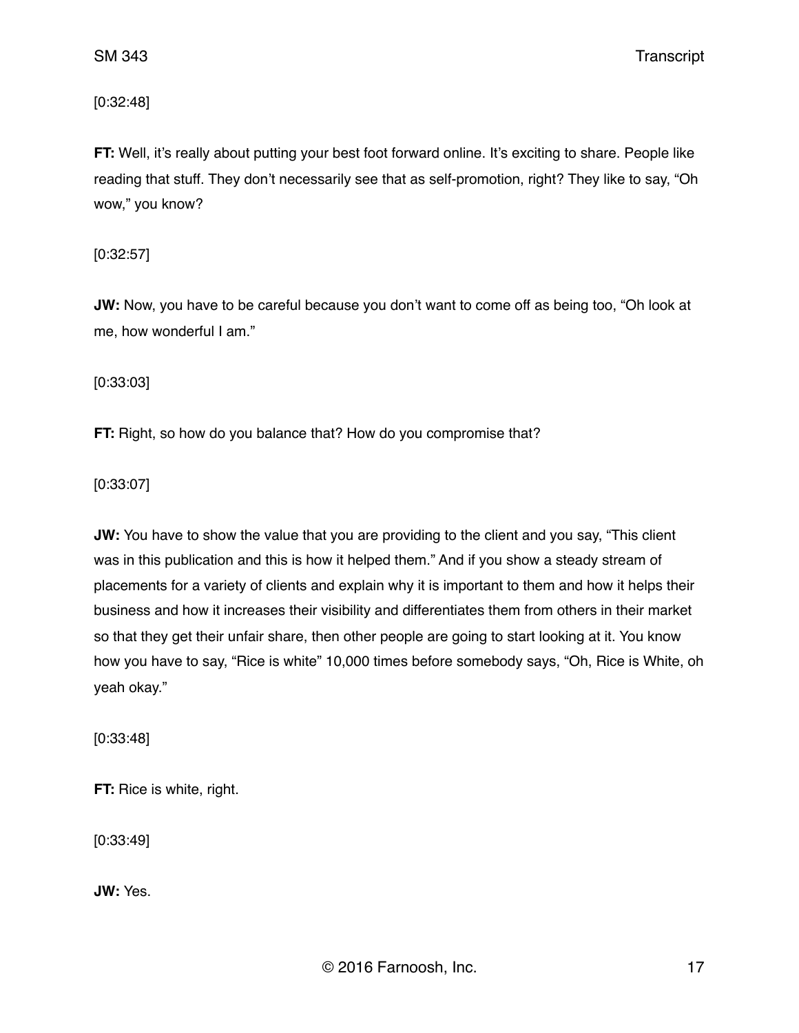[0:32:48]

**FT:** Well, it's really about putting your best foot forward online. It's exciting to share. People like reading that stuff. They don't necessarily see that as self-promotion, right? They like to say, "Oh wow," you know?

[0:32:57]

**JW:** Now, you have to be careful because you don't want to come off as being too, "Oh look at me, how wonderful I am."

[0:33:03]

**FT:** Right, so how do you balance that? How do you compromise that?

[0:33:07]

**JW:** You have to show the value that you are providing to the client and you say, "This client was in this publication and this is how it helped them." And if you show a steady stream of placements for a variety of clients and explain why it is important to them and how it helps their business and how it increases their visibility and differentiates them from others in their market so that they get their unfair share, then other people are going to start looking at it. You know how you have to say, "Rice is white" 10,000 times before somebody says, "Oh, Rice is White, oh yeah okay."

[0:33:48]

**FT:** Rice is white, right.

[0:33:49]

**JW:** Yes.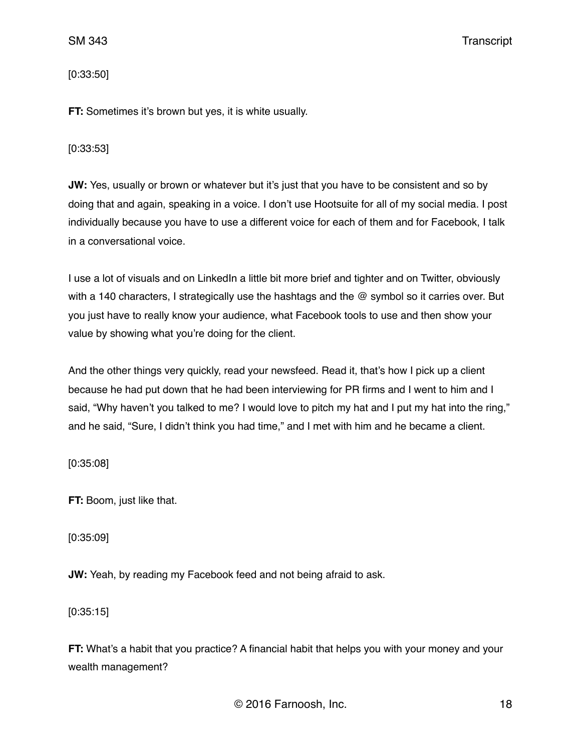[0:33:50]

**FT:** Sometimes it's brown but yes, it is white usually.

[0:33:53]

**JW:** Yes, usually or brown or whatever but it's just that you have to be consistent and so by doing that and again, speaking in a voice. I don't use Hootsuite for all of my social media. I post individually because you have to use a different voice for each of them and for Facebook, I talk in a conversational voice.

I use a lot of visuals and on LinkedIn a little bit more brief and tighter and on Twitter, obviously with a 140 characters, I strategically use the hashtags and the @ symbol so it carries over. But you just have to really know your audience, what Facebook tools to use and then show your value by showing what you're doing for the client.

And the other things very quickly, read your newsfeed. Read it, that's how I pick up a client because he had put down that he had been interviewing for PR firms and I went to him and I said, "Why haven't you talked to me? I would love to pitch my hat and I put my hat into the ring," and he said, "Sure, I didn't think you had time," and I met with him and he became a client.

[0:35:08]

**FT:** Boom, just like that.

[0:35:09]

**JW:** Yeah, by reading my Facebook feed and not being afraid to ask.

[0:35:15]

**FT:** What's a habit that you practice? A financial habit that helps you with your money and your wealth management?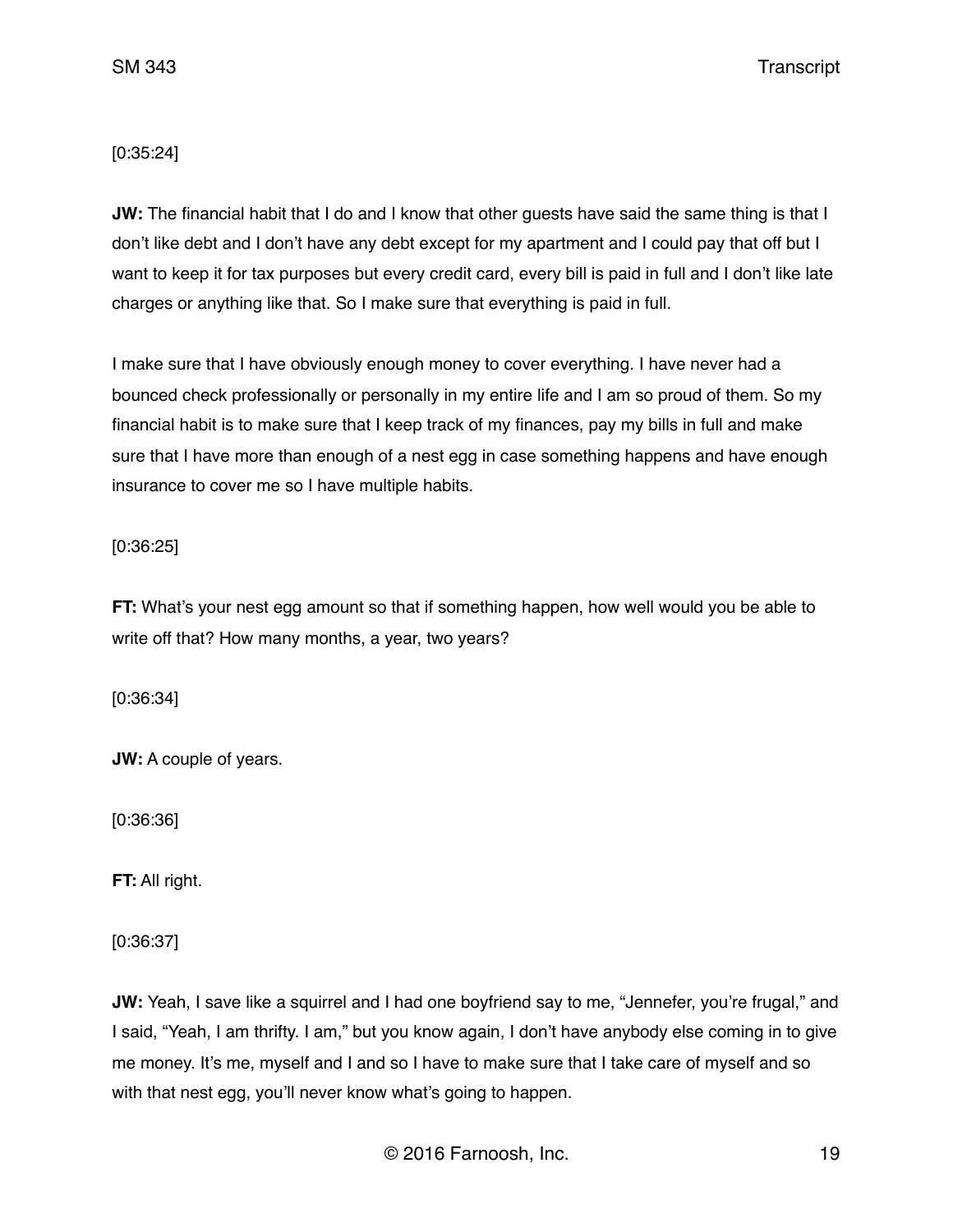[0:35:24]

**JW:** The financial habit that I do and I know that other guests have said the same thing is that I don't like debt and I don't have any debt except for my apartment and I could pay that off but I want to keep it for tax purposes but every credit card, every bill is paid in full and I don't like late charges or anything like that. So I make sure that everything is paid in full.

I make sure that I have obviously enough money to cover everything. I have never had a bounced check professionally or personally in my entire life and I am so proud of them. So my financial habit is to make sure that I keep track of my finances, pay my bills in full and make sure that I have more than enough of a nest egg in case something happens and have enough insurance to cover me so I have multiple habits.

[0:36:25]

**FT:** What's your nest egg amount so that if something happen, how well would you be able to write off that? How many months, a year, two years?

[0:36:34]

**JW:** A couple of years.

[0:36:36]

**FT:** All right.

[0:36:37]

**JW:** Yeah, I save like a squirrel and I had one boyfriend say to me, "Jennefer, you're frugal," and I said, "Yeah, I am thrifty. I am," but you know again, I don't have anybody else coming in to give me money. It's me, myself and I and so I have to make sure that I take care of myself and so with that nest egg, you'll never know what's going to happen.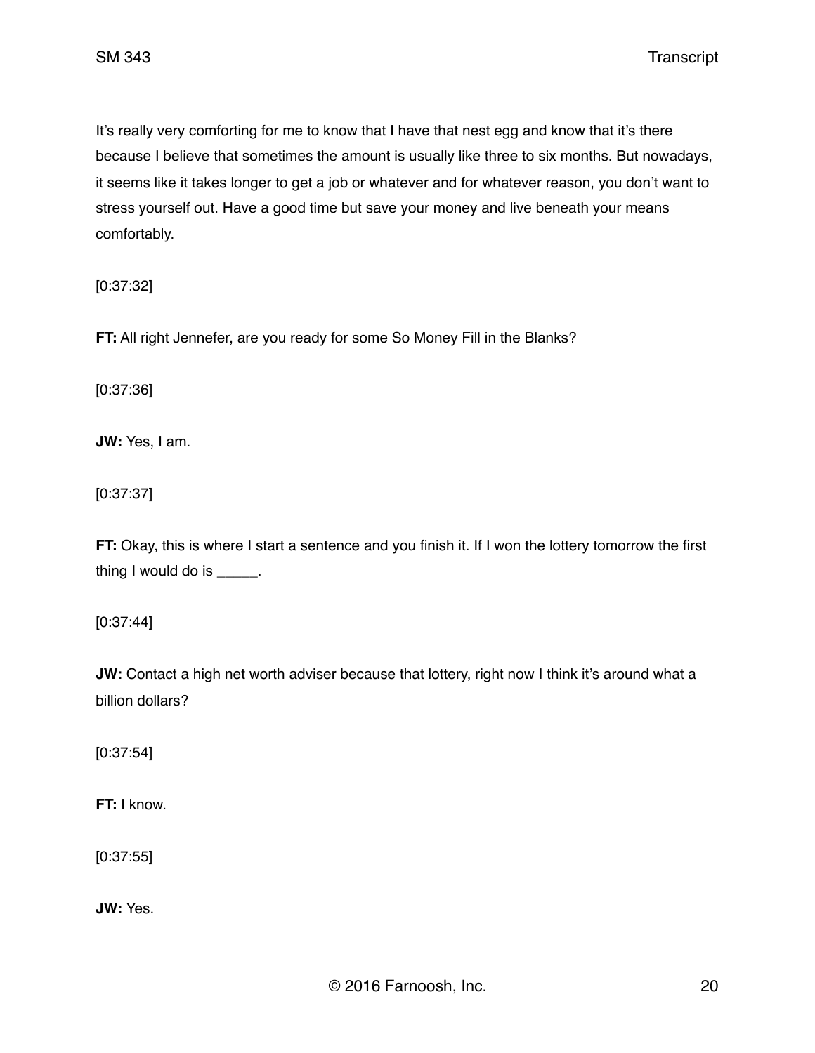It's really very comforting for me to know that I have that nest egg and know that it's there because I believe that sometimes the amount is usually like three to six months. But nowadays, it seems like it takes longer to get a job or whatever and for whatever reason, you don't want to stress yourself out. Have a good time but save your money and live beneath your means comfortably.

[0:37:32]

**FT:** All right Jennefer, are you ready for some So Money Fill in the Blanks?

[0:37:36]

**JW:** Yes, I am.

[0:37:37]

**FT:** Okay, this is where I start a sentence and you finish it. If I won the lottery tomorrow the first thing I would do is _____.

[0:37:44]

**JW:** Contact a high net worth adviser because that lottery, right now I think it's around what a billion dollars?

[0:37:54]

**FT:** I know.

[0:37:55]

**JW:** Yes.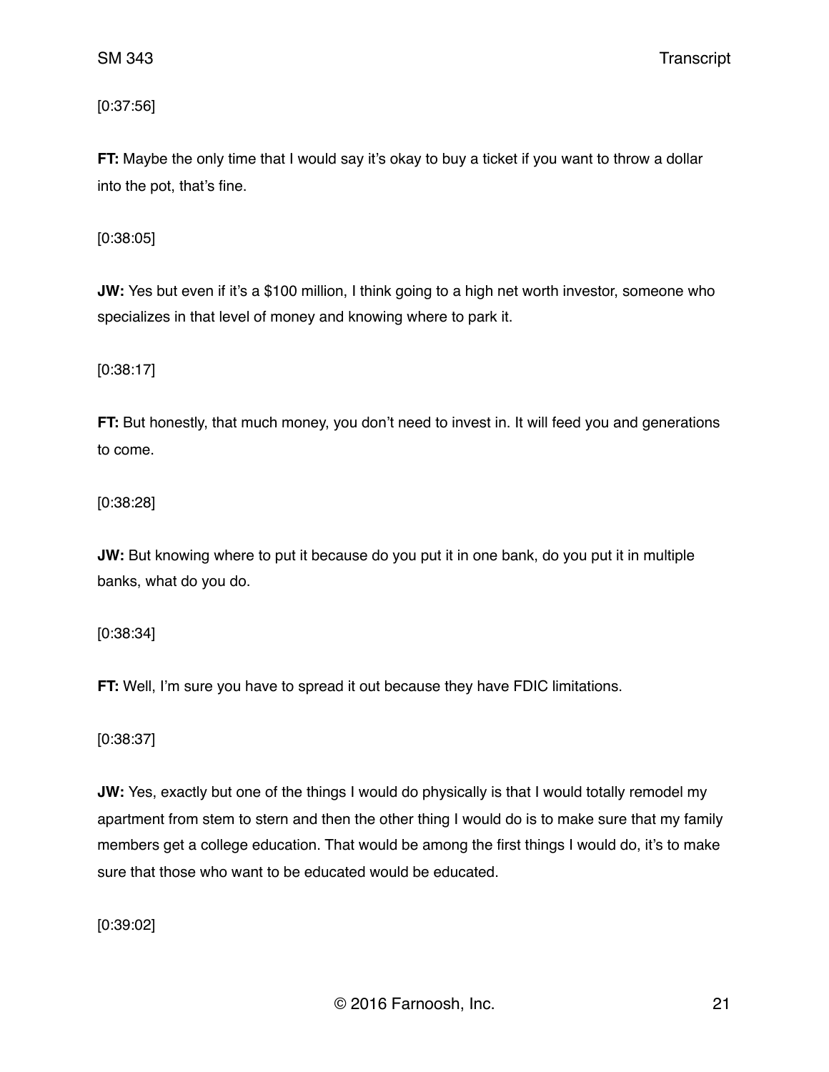[0:37:56]

**FT:** Maybe the only time that I would say it's okay to buy a ticket if you want to throw a dollar into the pot, that's fine.

[0:38:05]

**JW:** Yes but even if it's a $100 million, I think going to a high net worth investor, someone who specializes in that level of money and knowing where to park it.

[0:38:17]

**FT:** But honestly, that much money, you don't need to invest in. It will feed you and generations to come.

[0:38:28]

**JW:** But knowing where to put it because do you put it in one bank, do you put it in multiple banks, what do you do.

[0:38:34]

**FT:** Well, I'm sure you have to spread it out because they have FDIC limitations.

[0:38:37]

**JW:** Yes, exactly but one of the things I would do physically is that I would totally remodel my apartment from stem to stern and then the other thing I would do is to make sure that my family members get a college education. That would be among the first things I would do, it's to make sure that those who want to be educated would be educated.

[0:39:02]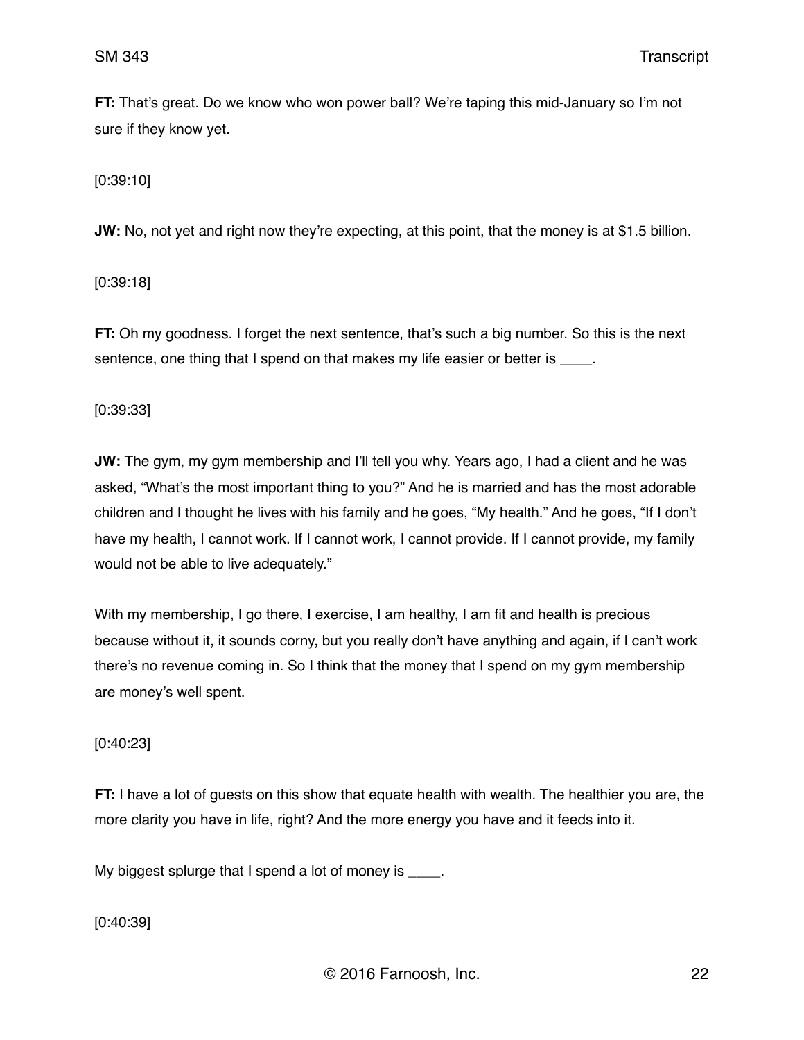**FT:** That's great. Do we know who won power ball? We're taping this mid-January so I'm not sure if they know yet.

[0:39:10]

**JW:** No, not yet and right now they're expecting, at this point, that the money is at $1.5 billion.

[0:39:18]

**FT:** Oh my goodness. I forget the next sentence, that's such a big number. So this is the next sentence, one thing that I spend on that makes my life easier or better is ____.

[0:39:33]

**JW:** The gym, my gym membership and I'll tell you why. Years ago, I had a client and he was asked, "What's the most important thing to you?" And he is married and has the most adorable children and I thought he lives with his family and he goes, "My health." And he goes, "If I don't have my health, I cannot work. If I cannot work, I cannot provide. If I cannot provide, my family would not be able to live adequately."

With my membership, I go there, I exercise, I am healthy, I am fit and health is precious because without it, it sounds corny, but you really don't have anything and again, if I can't work there's no revenue coming in. So I think that the money that I spend on my gym membership are money's well spent.

[0:40:23]

**FT:** I have a lot of guests on this show that equate health with wealth. The healthier you are, the more clarity you have in life, right? And the more energy you have and it feeds into it.

My biggest splurge that I spend a lot of money is ____.

[0:40:39]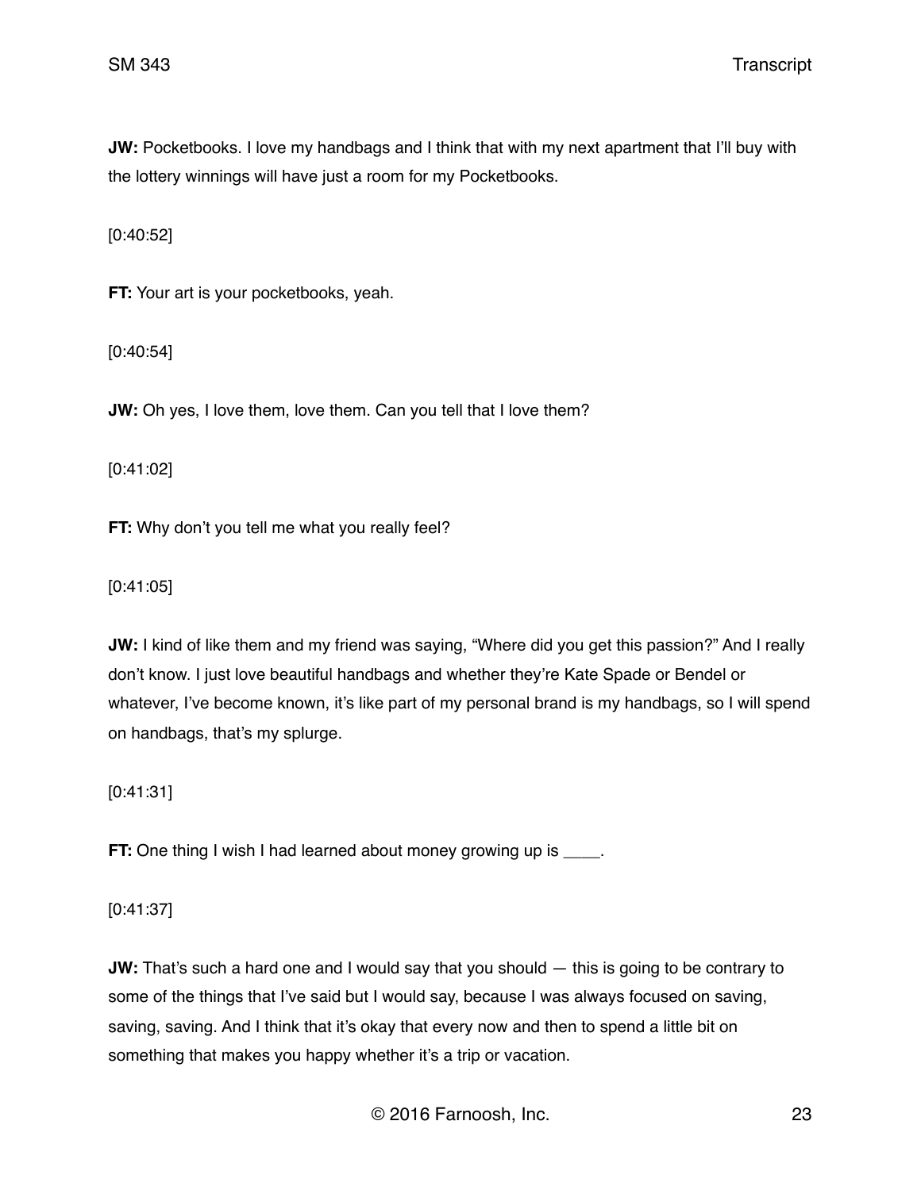**JW:** Pocketbooks. I love my handbags and I think that with my next apartment that I'll buy with the lottery winnings will have just a room for my Pocketbooks.

[0:40:52]

**FT:** Your art is your pocketbooks, yeah.

[0:40:54]

**JW:** Oh yes, I love them, love them. Can you tell that I love them?

[0:41:02]

**FT:** Why don't you tell me what you really feel?

[0:41:05]

**JW:** I kind of like them and my friend was saying, "Where did you get this passion?" And I really don't know. I just love beautiful handbags and whether they're Kate Spade or Bendel or whatever, I've become known, it's like part of my personal brand is my handbags, so I will spend on handbags, that's my splurge.

[0:41:31]

**FT:** One thing I wish I had learned about money growing up is ____.

[0:41:37]

**JW:** That's such a hard one and I would say that you should — this is going to be contrary to some of the things that I've said but I would say, because I was always focused on saving, saving, saving. And I think that it's okay that every now and then to spend a little bit on something that makes you happy whether it's a trip or vacation.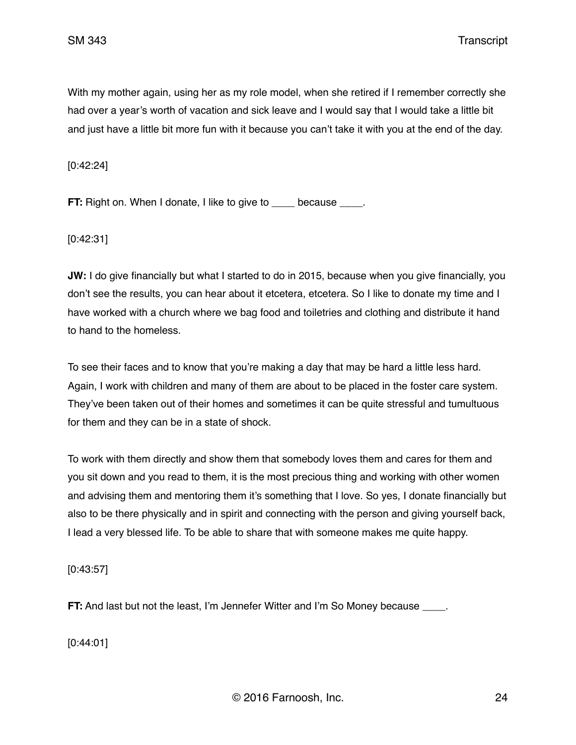With my mother again, using her as my role model, when she retired if I remember correctly she had over a year's worth of vacation and sick leave and I would say that I would take a little bit and just have a little bit more fun with it because you can't take it with you at the end of the day.

[0:42:24]

**FT:** Right on. When I donate, I like to give to ____ because ____.

[0:42:31]

**JW:** I do give financially but what I started to do in 2015, because when you give financially, you don't see the results, you can hear about it etcetera, etcetera. So I like to donate my time and I have worked with a church where we bag food and toiletries and clothing and distribute it hand to hand to the homeless.

To see their faces and to know that you're making a day that may be hard a little less hard. Again, I work with children and many of them are about to be placed in the foster care system. They've been taken out of their homes and sometimes it can be quite stressful and tumultuous for them and they can be in a state of shock.

To work with them directly and show them that somebody loves them and cares for them and you sit down and you read to them, it is the most precious thing and working with other women and advising them and mentoring them it's something that I love. So yes, I donate financially but also to be there physically and in spirit and connecting with the person and giving yourself back, I lead a very blessed life. To be able to share that with someone makes me quite happy.

[0:43:57]

**FT:** And last but not the least, I'm Jennefer Witter and I'm So Money because ____.

[0:44:01]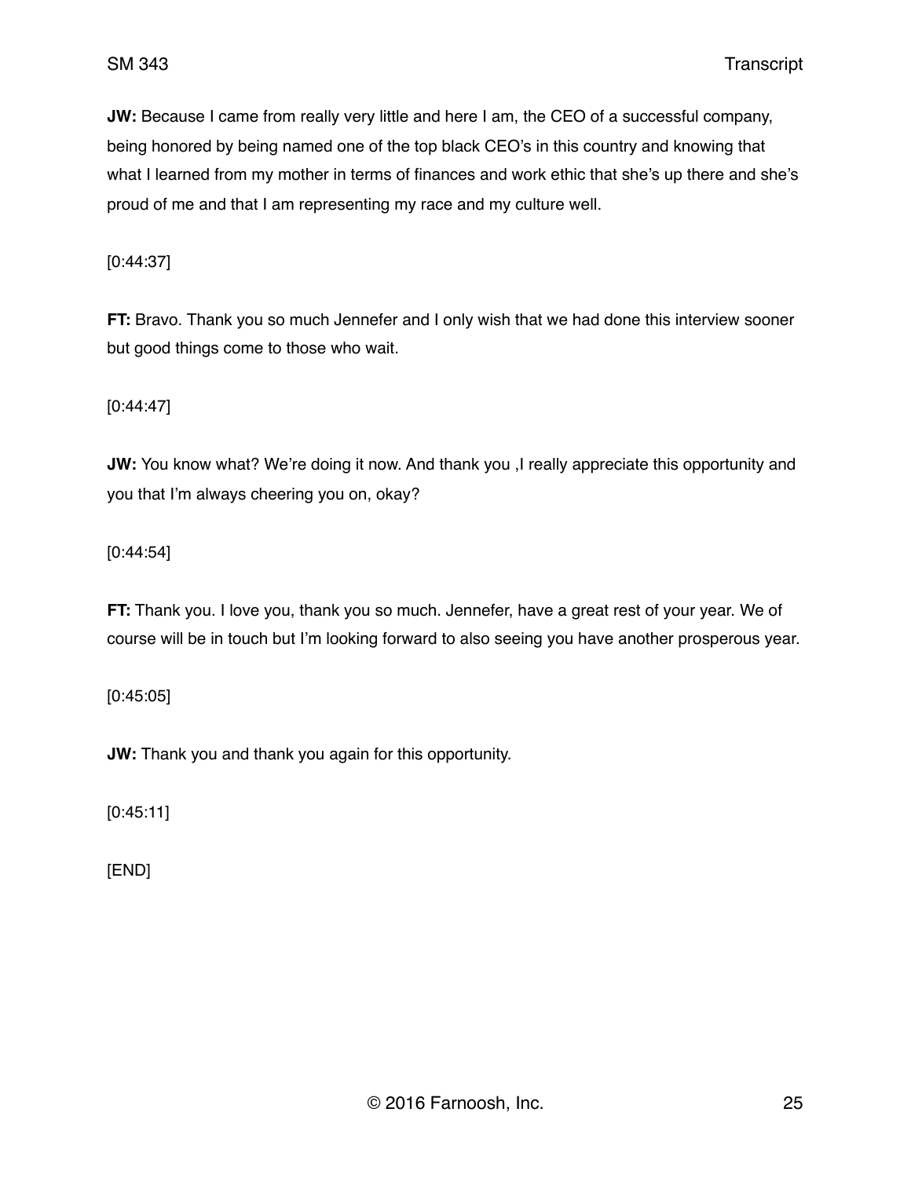**JW:** Because I came from really very little and here I am, the CEO of a successful company, being honored by being named one of the top black CEO's in this country and knowing that what I learned from my mother in terms of finances and work ethic that she's up there and she's proud of me and that I am representing my race and my culture well.

[0:44:37]

**FT:** Bravo. Thank you so much Jennefer and I only wish that we had done this interview sooner but good things come to those who wait.

[0:44:47]

**JW:** You know what? We're doing it now. And thank you ,I really appreciate this opportunity and you that I'm always cheering you on, okay?

[0:44:54]

**FT:** Thank you. I love you, thank you so much. Jennefer, have a great rest of your year. We of course will be in touch but I'm looking forward to also seeing you have another prosperous year.

[0:45:05]

**JW:** Thank you and thank you again for this opportunity.

[0:45:11]

[END]